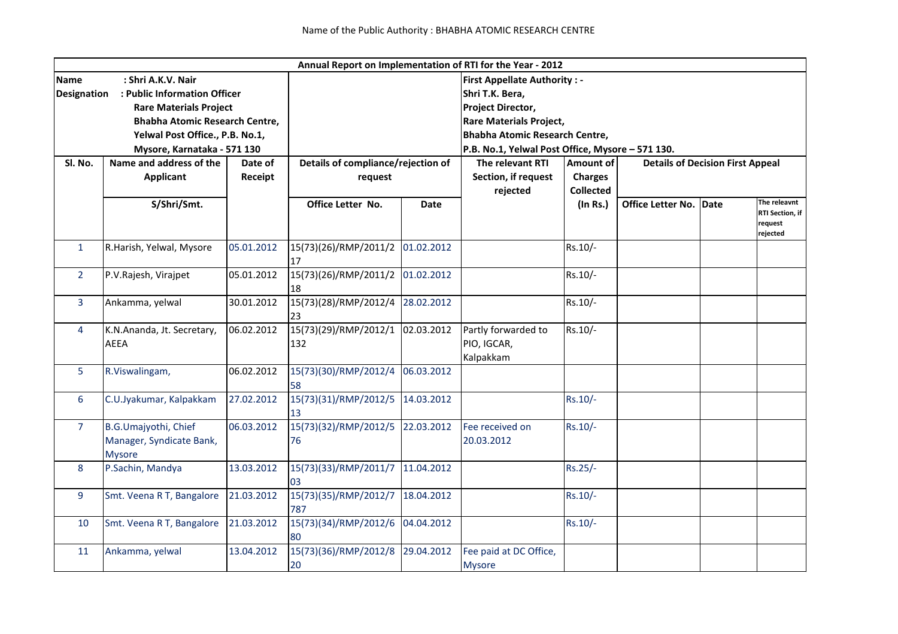Name of the Public Authority : BHABHA ATOMIC RESEARCH CENTRE

**Annual Report on Implementation of RTI for the Year - 2012**

**Name : Shri A.K.V. Nair**
**Designation : Public Information Officer**
**Rare Materials Project**
**Bhabha Atomic Research Centre,**
**Yelwal Post Office., P.B. No.1,**
**Mysore, Karnataka - 571 130**

**First Appellate Authority : -**
**Shri T.K. Bera,**
**Project Director,**
**Rare Materials Project,**
**Bhabha Atomic Research Centre,**
**P.B. No.1, Yelwal Post Office, Mysore – 571 130.**

| Sl. No. | Name and address of the Applicant | Date of Receipt | Details of compliance/rejection of request | | The relevant RTI Section, if request rejected | Amount of Charges Collected | Details of Decision First Appeal | | |
|---|---|---|---|---|---|---|---|---|---|
| | S/Shri/Smt. | | Office Letter No. | Date | | (In Rs.) | Office Letter No. | Date | The releavnt RTI Section, if request rejected |
| 1 | R.Harish, Yelwal, Mysore | 05.01.2012 | 15(73)(26)/RMP/2011/217 | 01.02.2012 | | Rs.10/- | | | |
| 2 | P.V.Rajesh, Virajpet | 05.01.2012 | 15(73)(26)/RMP/2011/218 | 01.02.2012 | | Rs.10/- | | | |
| 3 | Ankamma, yelwal | 30.01.2012 | 15(73)(28)/RMP/2012/423 | 28.02.2012 | | Rs.10/- | | | |
| 4 | K.N.Ananda, Jt. Secretary, AEEA | 06.02.2012 | 15(73)(29)/RMP/2012/1132 | 02.03.2012 | Partly forwarded to PIO, IGCAR, Kalpakkam | Rs.10/- | | | |
| 5 | R.Viswalingam, | 06.02.2012 | 15(73)(30)/RMP/2012/458 | 06.03.2012 | | | | | |
| 6 | C.U.Jyakumar, Kalpakkam | 27.02.2012 | 15(73)(31)/RMP/2012/513 | 14.03.2012 | | Rs.10/- | | | |
| 7 | B.G.Umajyothi, Chief Manager, Syndicate Bank, Mysore | 06.03.2012 | 15(73)(32)/RMP/2012/576 | 22.03.2012 | Fee received on 20.03.2012 | Rs.10/- | | | |
| 8 | P.Sachin, Mandya | 13.03.2012 | 15(73)(33)/RMP/2011/703 | 11.04.2012 | | Rs.25/- | | | |
| 9 | Smt. Veena R T, Bangalore | 21.03.2012 | 15(73)(35)/RMP/2012/7787 | 18.04.2012 | | Rs.10/- | | | |
| 10 | Smt. Veena R T, Bangalore | 21.03.2012 | 15(73)(34)/RMP/2012/680 | 04.04.2012 | | Rs.10/- | | | |
| 11 | Ankamma, yelwal | 13.04.2012 | 15(73)(36)/RMP/2012/820 | 29.04.2012 | Fee paid at DC Office, Mysore | | | | |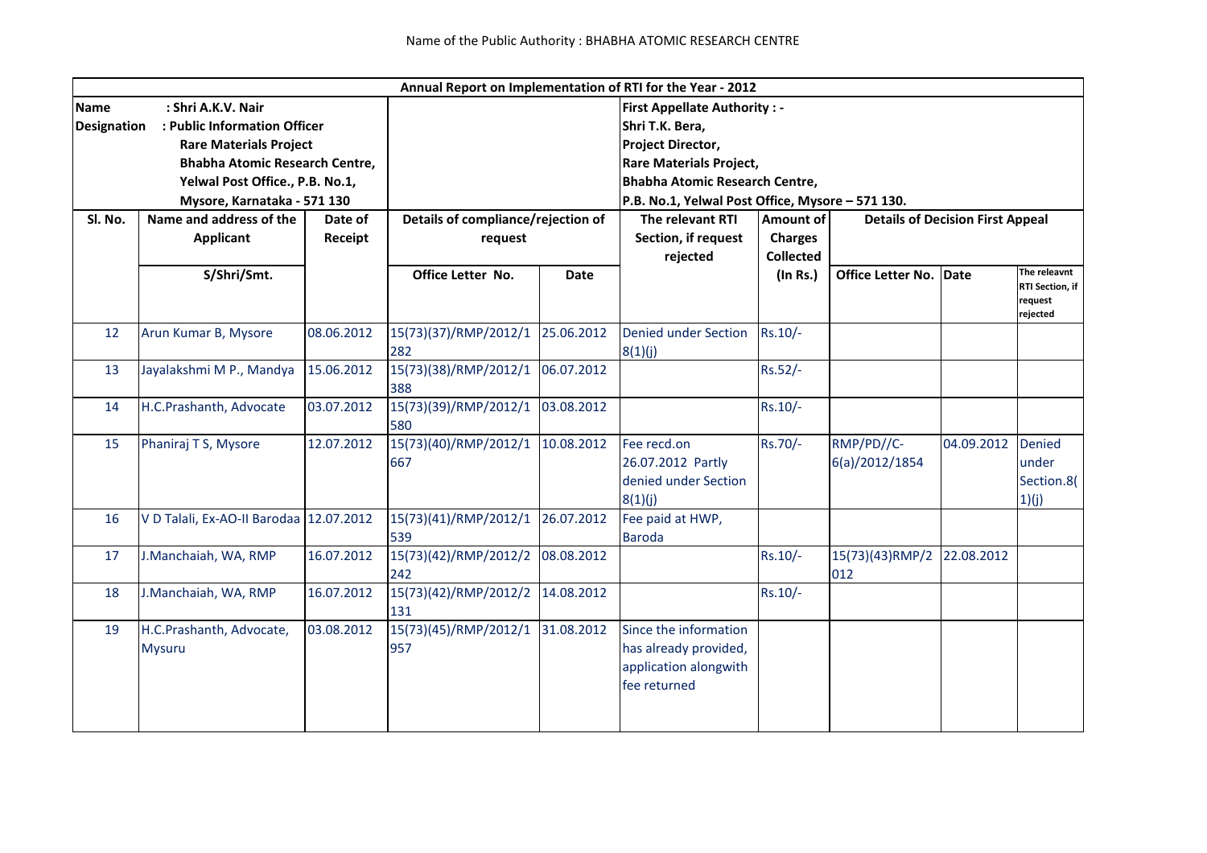Name of the Public Authority : BHABHA ATOMIC RESEARCH CENTRE

| Annual Report on Implementation of RTI for the Year - 2012 | | | | | | | | | |
|---|---|---|---|---|---|---|---|---|---|
| **Name** : Shri A.K.V. Nair<br>**Designation** : Public Information Officer<br>Rare Materials Project<br>Bhabha Atomic Research Centre,<br>Yelwal Post Office., P.B. No.1,<br>Mysore, Karnataka - 571 130 | | | | | **First Appellate Authority : -**<br>Shri T.K. Bera,<br>Project Director,<br>Rare Materials Project,<br>Bhabha Atomic Research Centre,<br>P.B. No.1, Yelwal Post Office, Mysore – 571 130. | | | | |
| **Sl. No.** | **Name and address of the Applicant** | **Date of Receipt** | **Details of compliance/rejection of request** | | **The relevant RTI Section, if request rejected** | **Amount of Charges Collected** | **Details of Decision First Appeal** | | |
| | **S/Shri/Smt.** | | **Office Letter No.** | **Date** | | **(In Rs.)** | **Office Letter No.** | **Date** | **The releavnt RTI Section, if request rejected** |
| 12 | Arun Kumar B, Mysore | 08.06.2012 | 15(73)(37)/RMP/2012/1282 | 25.06.2012 | Denied under Section 8(1)(j) | Rs.10/- | | | |
| 13 | Jayalakshmi M P., Mandya | 15.06.2012 | 15(73)(38)/RMP/2012/1388 | 06.07.2012 | | Rs.52/- | | | |
| 14 | H.C.Prashanth, Advocate | 03.07.2012 | 15(73)(39)/RMP/2012/1580 | 03.08.2012 | | Rs.10/- | | | |
| 15 | Phaniraj T S, Mysore | 12.07.2012 | 15(73)(40)/RMP/2012/1667 | 10.08.2012 | Fee recd.on 26.07.2012 Partly denied under Section 8(1)(j) | Rs.70/- | RMP/PD//C-6(a)/2012/1854 | 04.09.2012 | Denied under Section.8(1)(j) |
| 16 | V D Talali, Ex-AO-II Barodaa | 12.07.2012 | 15(73)(41)/RMP/2012/1539 | 26.07.2012 | Fee paid at HWP, Baroda | | | | |
| 17 | J.Manchaiah, WA, RMP | 16.07.2012 | 15(73)(42)/RMP/2012/2242 | 08.08.2012 | | Rs.10/- | 15(73)(43)RMP/2012 | 22.08.2012 | |
| 18 | J.Manchaiah, WA, RMP | 16.07.2012 | 15(73)(42)/RMP/2012/2131 | 14.08.2012 | | Rs.10/- | | | |
| 19 | H.C.Prashanth, Advocate, Mysuru | 03.08.2012 | 15(73)(45)/RMP/2012/1957 | 31.08.2012 | Since the information has already provided, application alongwith fee returned | | | | |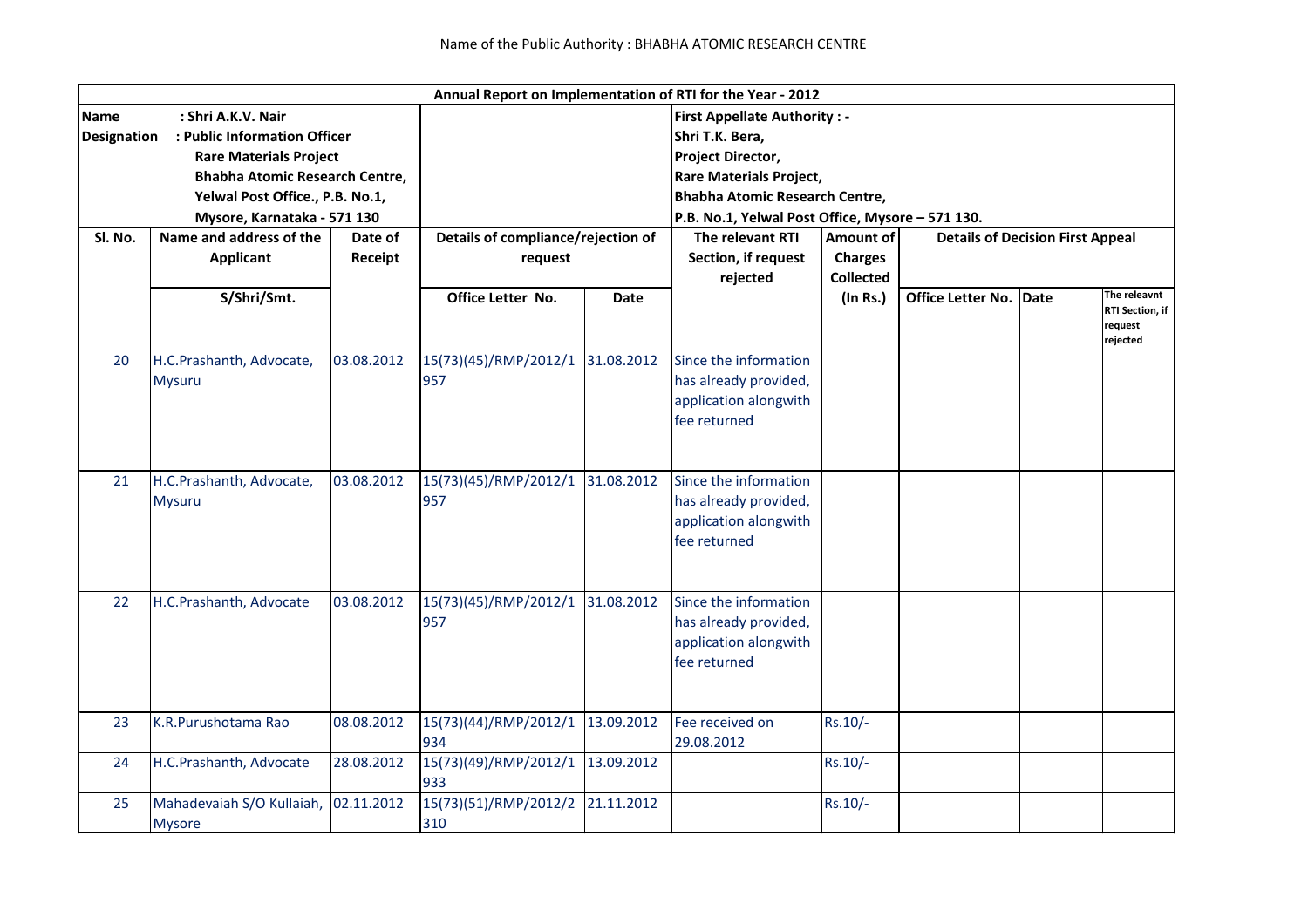Name of the Public Authority : BHABHA ATOMIC RESEARCH CENTRE

| Annual Report on Implementation of RTI for the Year - 2012 | | | | | | | | | |
|---|---|---|---|---|---|---|---|---|---|
| **Name** : Shri A.K.V. Nair<br>**Designation** : Public Information Officer<br>Rare Materials Project<br>Bhabha Atomic Research Centre,<br>Yelwal Post Office., P.B. No.1,<br>Mysore, Karnataka - 571 130 | | | | | **First Appellate Authority : -**<br>Shri T.K. Bera,<br>Project Director,<br>Rare Materials Project,<br>Bhabha Atomic Research Centre,<br>P.B. No.1, Yelwal Post Office, Mysore – 571 130. | | | | |
| **Sl. No.** | **Name and address of the Applicant** | **Date of Receipt** | **Details of compliance/rejection of request** | | **The relevant RTI Section, if request rejected** | **Amount of Charges Collected** | **Details of Decision First Appeal** | | |
| | **S/Shri/Smt.** | | **Office Letter No.** | **Date** | | **(In Rs.)** | **Office Letter No.** | **Date** | **The releavnt RTI Section, if request rejected** |
| 20 | H.C.Prashanth, Advocate, Mysuru | 03.08.2012 | 15(73)(45)/RMP/2012/1957 | 31.08.2012 | Since the information has already provided, application alongwith fee returned | | | | |
| 21 | H.C.Prashanth, Advocate, Mysuru | 03.08.2012 | 15(73)(45)/RMP/2012/1957 | 31.08.2012 | Since the information has already provided, application alongwith fee returned | | | | |
| 22 | H.C.Prashanth, Advocate | 03.08.2012 | 15(73)(45)/RMP/2012/1957 | 31.08.2012 | Since the information has already provided, application alongwith fee returned | | | | |
| 23 | K.R.Purushotama Rao | 08.08.2012 | 15(73)(44)/RMP/2012/1934 | 13.09.2012 | Fee received on 29.08.2012 | Rs.10/- | | | |
| 24 | H.C.Prashanth, Advocate | 28.08.2012 | 15(73)(49)/RMP/2012/1933 | 13.09.2012 | | Rs.10/- | | | |
| 25 | Mahadevaiah S/O Kullaiah, Mysore | 02.11.2012 | 15(73)(51)/RMP/2012/2310 | 21.11.2012 | | Rs.10/- | | | |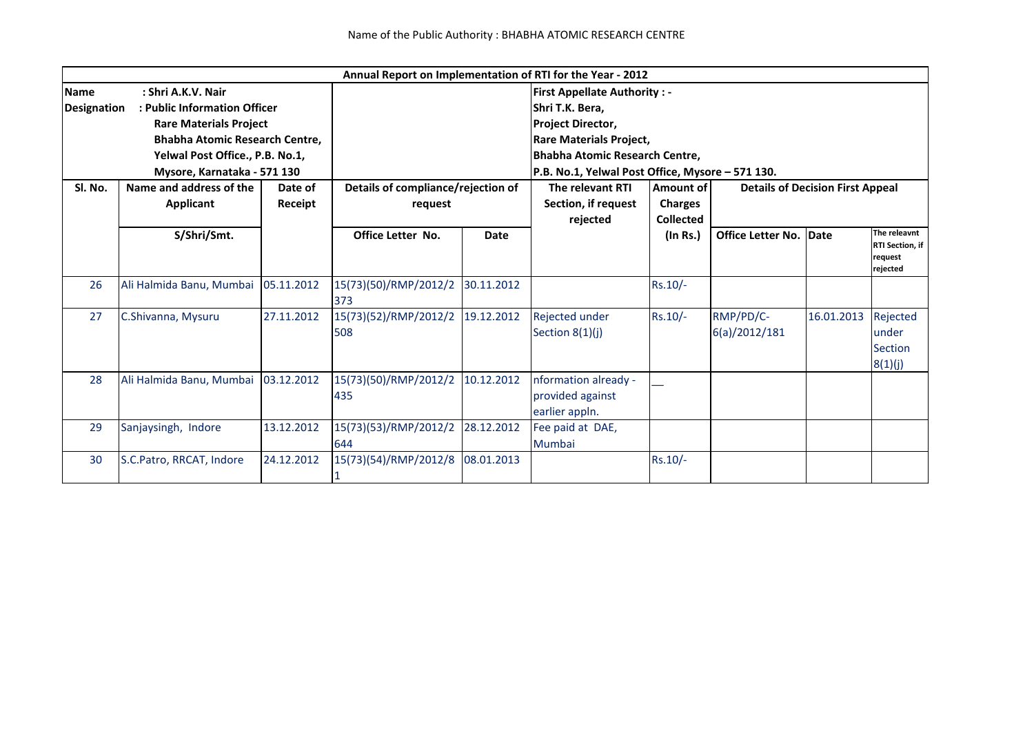Name of the Public Authority : BHABHA ATOMIC RESEARCH CENTRE

| Annual Report on Implementation of RTI for the Year - 2012 | | | | | | | | | |
|---|---|---|---|---|---|---|---|---|---|
| **Name** : Shri A.K.V. Nair<br>**Designation** : Public Information Officer<br>Rare Materials Project<br>Bhabha Atomic Research Centre,<br>Yelwal Post Office., P.B. No.1,<br>Mysore, Karnataka - 571 130 | | | | | **First Appellate Authority : -**<br>Shri T.K. Bera,<br>Project Director,<br>Rare Materials Project,<br>Bhabha Atomic Research Centre,<br>P.B. No.1, Yelwal Post Office, Mysore – 571 130. | | | | |
| **Sl. No.** | **Name and address of the Applicant** | **Date of Receipt** | **Details of compliance/rejection of request** | | **The relevant RTI Section, if request rejected** | **Amount of Charges Collected** | **Details of Decision First Appeal** | | |
| | **S/Shri/Smt.** | | **Office Letter No.** | **Date** | | **(In Rs.)** | **Office Letter No.** | **Date** | **The releavnt RTI Section, if request rejected** |
| 26 | Ali Halmida Banu, Mumbai | 05.11.2012 | 15(73)(50)/RMP/2012/2373 | 30.11.2012 | | Rs.10/- | | | |
| 27 | C.Shivanna, Mysuru | 27.11.2012 | 15(73)(52)/RMP/2012/2508 | 19.12.2012 | Rejected under Section 8(1)(j) | Rs.10/- | RMP/PD/C-6(a)/2012/181 | 16.01.2013 | Rejected under Section 8(1)(j) |
| 28 | Ali Halmida Banu, Mumbai | 03.12.2012 | 15(73)(50)/RMP/2012/2435 | 10.12.2012 | nformation already -provided against earlier appln. | __ | | | |
| 29 | Sanjaysingh, Indore | 13.12.2012 | 15(73)(53)/RMP/2012/2644 | 28.12.2012 | Fee paid at DAE, Mumbai | | | | |
| 30 | S.C.Patro, RRCAT, Indore | 24.12.2012 | 15(73)(54)/RMP/2012/81 | 08.01.2013 | | Rs.10/- | | | |